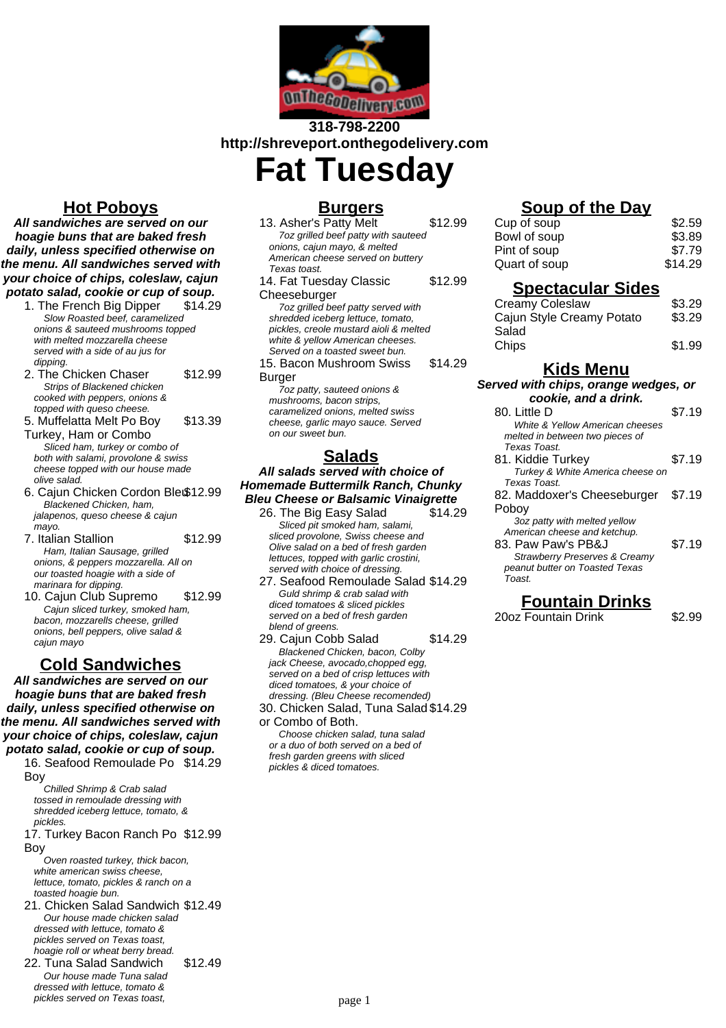318-798-2200
http://shreveport.onthegodelivery.com

# Fat Tuesday

## Hot Poboys

**_All sandwiches are served on our hoagie buns that are baked fresh daily, unless specified otherwise on the menu. All sandwiches served with your choice of chips, coleslaw, cajun potato salad, cookie or cup of soup._**

1. The French Big Dipper — $14.29
   *Slow Roasted beef, caramelized onions & sauteed mushrooms topped with melted mozzarella cheese served with a side of au jus for dipping.*
2. The Chicken Chaser — $12.99
   *Strips of Blackened chicken cooked with peppers, onions & topped with queso cheese.*
5. Muffelatta Melt Po Boy Turkey, Ham or Combo — $13.39
   *Sliced ham, turkey or combo of both with salami, provolone & swiss cheese topped with our house made olive salad.*
6. Cajun Chicken Cordon Bleu — $12.99
   *Blackened Chicken, ham, jalapenos, queso cheese & cajun mayo.*
7. Italian Stallion — $12.99
   *Ham, Italian Sausage, grilled onions, & peppers mozzarella. All on our toasted hoagie with a side of marinara for dipping.*
10. Cajun Club Supremo — $12.99
   *Cajun sliced turkey, smoked ham, bacon, mozzarells cheese, grilled onions, bell peppers, olive salad & cajun mayo*

## Cold Sandwiches

**_All sandwiches are served on our hoagie buns that are baked fresh daily, unless specified otherwise on the menu. All sandwiches served with your choice of chips, coleslaw, cajun potato salad, cookie or cup of soup._**

16. Seafood Remoulade Po Boy — $14.29
   *Chilled Shrimp & Crab salad tossed in remoulade dressing with shredded iceberg lettuce, tomato, & pickles.*
17. Turkey Bacon Ranch Po Boy — $12.99
   *Oven roasted turkey, thick bacon, white american swiss cheese, lettuce, tomato, pickles & ranch on a toasted hoagie bun.*
21. Chicken Salad Sandwich — $12.49
   *Our house made chicken salad dressed with lettuce, tomato & pickles served on Texas toast, hoagie roll or wheat berry bread.*
22. Tuna Salad Sandwich — $12.49
   *Our house made Tuna salad dressed with lettuce, tomato & pickles served on Texas toast,*

## Burgers

13. Asher's Patty Melt — $12.99
   *7oz grilled beef patty with sauteed onions, cajun mayo, & melted American cheese served on buttery Texas toast.*
14. Fat Tuesday Classic Cheeseburger — $12.99
   *7oz grilled beef patty served with shredded iceberg lettuce, tomato, pickles, creole mustard aioli & melted white & yellow American cheeses. Served on a toasted sweet bun.*
15. Bacon Mushroom Swiss Burger — $14.29
   *7oz patty, sauteed onions & mushrooms, bacon strips, caramelized onions, melted swiss cheese, garlic mayo sauce. Served on our sweet bun.*

## Salads

**_All salads served with choice of Homemade Buttermilk Ranch, Chunky Bleu Cheese or Balsamic Vinaigrette_**

26. The Big Easy Salad — $14.29
   *Sliced pit smoked ham, salami, sliced provolone, Swiss cheese and Olive salad on a bed of fresh garden lettuces, topped with garlic crostini, served with choice of dressing.*
27. Seafood Remoulade Salad — $14.29
   *Guld shrimp & crab salad with diced tomatoes & sliced pickles served on a bed of fresh garden blend of greens.*
29. Cajun Cobb Salad — $14.29
   *Blackened Chicken, bacon, Colby jack Cheese, avocado,chopped egg, served on a bed of crisp lettuces with diced tomatoes, & your choice of dressing. (Bleu Cheese recomended)*
30. Chicken Salad, Tuna Salad or Combo of Both. — $14.29
   *Choose chicken salad, tuna salad or a duo of both served on a bed of fresh garden greens with sliced pickles & diced tomatoes.*

## Soup of the Day

| Item | Price |
|---|---|
| Cup of soup | $2.59 |
| Bowl of soup | $3.89 |
| Pint of soup | $7.79 |
| Quart of soup | $14.29 |

## Spectacular Sides

| Item | Price |
|---|---|
| Creamy Coleslaw | $3.29 |
| Cajun Style Creamy Potato Salad | $3.29 |
| Chips | $1.99 |

## Kids Menu

**_Served with chips, orange wedges, or cookie, and a drink._**

80. Little D — $7.19
   *White & Yellow American cheeses melted in between two pieces of Texas Toast.*
81. Kiddie Turkey — $7.19
   *Turkey & White America cheese on Texas Toast.*
82. Maddoxer's Cheeseburger Poboy — $7.19
   *3oz patty with melted yellow American cheese and ketchup.*
83. Paw Paw's PB&J — $7.19
   *Strawberry Preserves & Creamy peanut butter on Toasted Texas Toast.*

## Fountain Drinks

| Item | Price |
|---|---|
| 20oz Fountain Drink | $2.99 |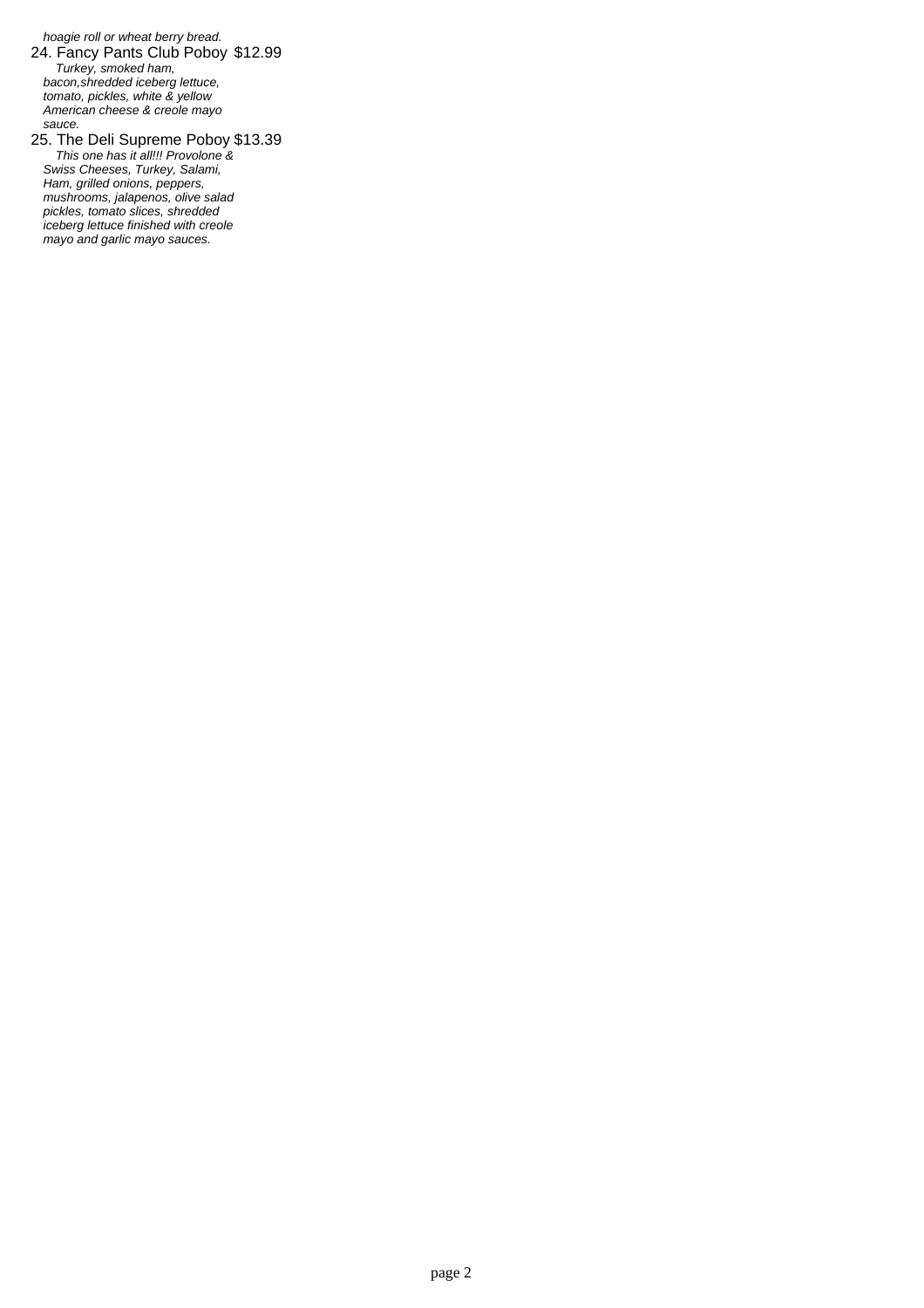*hoagie roll or wheat berry bread.*

24. Fancy Pants Club Poboy $12.99

*Turkey, smoked ham, bacon,shredded iceberg lettuce, tomato, pickles, white & yellow American cheese & creole mayo sauce.*

25. The Deli Supreme Poboy $13.39

*This one has it all!!! Provolone & Swiss Cheeses, Turkey, Salami, Ham, grilled onions, peppers, mushrooms, jalapenos, olive salad pickles, tomato slices, shredded iceberg lettuce finished with creole mayo and garlic mayo sauces.*